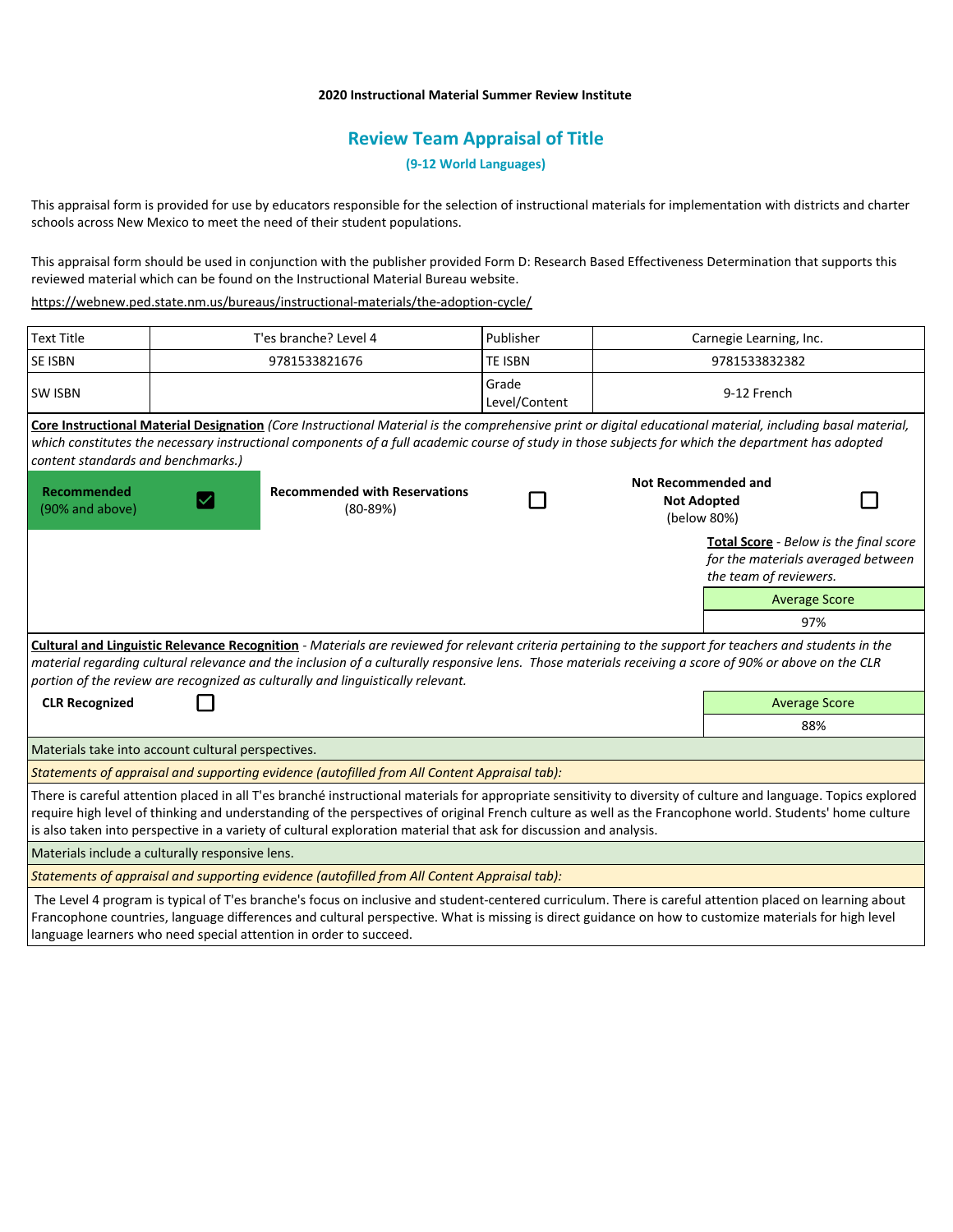**2020 Instructional Material Summer Review Institute**

## Review Team Appraisal of Title

**(9-12 World Languages)**

This appraisal form is provided for use by educators responsible for the selection of instructional materials for implementation with districts and charter schools across New Mexico to meet the need of their student populations.

This appraisal form should be used in conjunction with the publisher provided Form D: Research Based Effectiveness Determination that supports this reviewed material which can be found on the Instructional Material Bureau website.

https://webnew.ped.state.nm.us/bureaus/instructional-materials/the-adoption-cycle/

| Text Title | T'es branche? Level 4 | Publisher | Carnegie Learning, Inc. |
|---|---|---|---|
| SE ISBN | 9781533821676 | TE ISBN | 9781533832382 |
| SW ISBN | | Grade Level/Content | 9-12 French |

**Core Instructional Material Designation** *(Core Instructional Material is the comprehensive print or digital educational material, including basal material, which constitutes the necessary instructional components of a full academic course of study in those subjects for which the department has adopted content standards and benchmarks.)*

| Recommended (90% and above) | ☑ | Recommended with Reservations (80-89%) | ☐ | Not Recommended and Not Adopted (below 80%) | ☐ |
|---|---|---|---|---|---|

**Total Score** - *Below is the final score for the materials averaged between the team of reviewers.*

| Average Score |
|---|
| 97% |

**Cultural and Linguistic Relevance Recognition** - *Materials are reviewed for relevant criteria pertaining to the support for teachers and students in the material regarding cultural relevance and the inclusion of a culturally responsive lens. Those materials receiving a score of 90% or above on the CLR portion of the review are recognized as culturally and linguistically relevant.*

**CLR Recognized** ☐

| Average Score |
|---|
| 88% |

Materials take into account cultural perspectives.

*Statements of appraisal and supporting evidence (autofilled from All Content Appraisal tab):*

There is careful attention placed in all T'es branché instructional materials for appropriate sensitivity to diversity of culture and language. Topics explored require high level of thinking and understanding of the perspectives of original French culture as well as the Francophone world. Students' home culture is also taken into perspective in a variety of cultural exploration material that ask for discussion and analysis.

Materials include a culturally responsive lens.

*Statements of appraisal and supporting evidence (autofilled from All Content Appraisal tab):*

The Level 4 program is typical of T'es branche's focus on inclusive and student-centered curriculum. There is careful attention placed on learning about Francophone countries, language differences and cultural perspective. What is missing is direct guidance on how to customize materials for high level language learners who need special attention in order to succeed.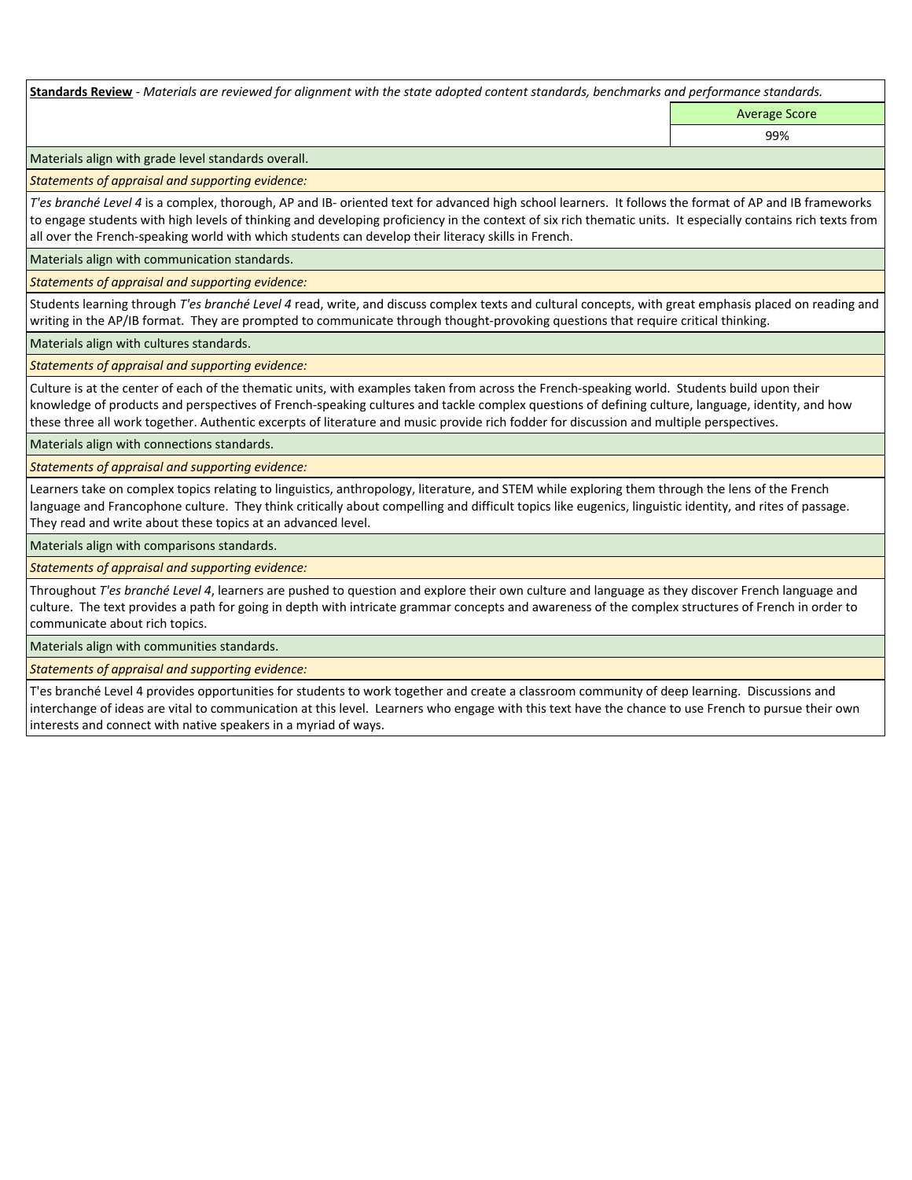**Standards Review** - *Materials are reviewed for alignment with the state adopted content standards, benchmarks and performance standards.*

| | Average Score |
|---|---|
| | 99% |

Materials align with grade level standards overall.

*Statements of appraisal and supporting evidence:*

*T'es branché Level 4* is a complex, thorough, AP and IB- oriented text for advanced high school learners. It follows the format of AP and IB frameworks to engage students with high levels of thinking and developing proficiency in the context of six rich thematic units. It especially contains rich texts from all over the French-speaking world with which students can develop their literacy skills in French.

Materials align with communication standards.

*Statements of appraisal and supporting evidence:*

Students learning through *T'es branché Level 4* read, write, and discuss complex texts and cultural concepts, with great emphasis placed on reading and writing in the AP/IB format. They are prompted to communicate through thought-provoking questions that require critical thinking.

Materials align with cultures standards.

*Statements of appraisal and supporting evidence:*

Culture is at the center of each of the thematic units, with examples taken from across the French-speaking world. Students build upon their knowledge of products and perspectives of French-speaking cultures and tackle complex questions of defining culture, language, identity, and how these three all work together. Authentic excerpts of literature and music provide rich fodder for discussion and multiple perspectives.

Materials align with connections standards.

*Statements of appraisal and supporting evidence:*

Learners take on complex topics relating to linguistics, anthropology, literature, and STEM while exploring them through the lens of the French language and Francophone culture. They think critically about compelling and difficult topics like eugenics, linguistic identity, and rites of passage. They read and write about these topics at an advanced level.

Materials align with comparisons standards.

*Statements of appraisal and supporting evidence:*

Throughout *T'es branché Level 4*, learners are pushed to question and explore their own culture and language as they discover French language and culture. The text provides a path for going in depth with intricate grammar concepts and awareness of the complex structures of French in order to communicate about rich topics.

Materials align with communities standards.

*Statements of appraisal and supporting evidence:*

T'es branché Level 4 provides opportunities for students to work together and create a classroom community of deep learning. Discussions and interchange of ideas are vital to communication at this level. Learners who engage with this text have the chance to use French to pursue their own interests and connect with native speakers in a myriad of ways.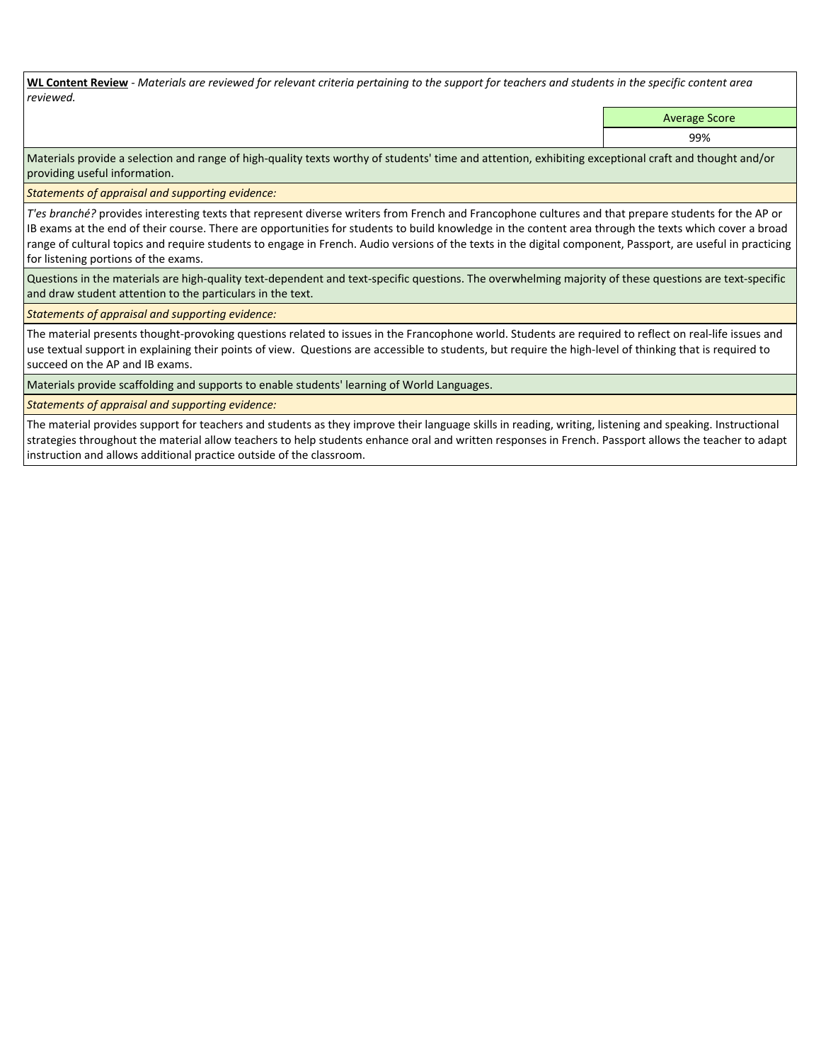**WL Content Review** - *Materials are reviewed for relevant criteria pertaining to the support for teachers and students in the specific content area reviewed.*

| | Average Score |
|---|---|
| | 99% |

Materials provide a selection and range of high-quality texts worthy of students' time and attention, exhibiting exceptional craft and thought and/or providing useful information.

*Statements of appraisal and supporting evidence:*

*T'es branché?* provides interesting texts that represent diverse writers from French and Francophone cultures and that prepare students for the AP or IB exams at the end of their course. There are opportunities for students to build knowledge in the content area through the texts which cover a broad range of cultural topics and require students to engage in French. Audio versions of the texts in the digital component, Passport, are useful in practicing for listening portions of the exams.

Questions in the materials are high-quality text-dependent and text-specific questions. The overwhelming majority of these questions are text-specific and draw student attention to the particulars in the text.

*Statements of appraisal and supporting evidence:*

The material presents thought-provoking questions related to issues in the Francophone world. Students are required to reflect on real-life issues and use textual support in explaining their points of view. Questions are accessible to students, but require the high-level of thinking that is required to succeed on the AP and IB exams.

Materials provide scaffolding and supports to enable students' learning of World Languages.

*Statements of appraisal and supporting evidence:*

The material provides support for teachers and students as they improve their language skills in reading, writing, listening and speaking. Instructional strategies throughout the material allow teachers to help students enhance oral and written responses in French. Passport allows the teacher to adapt instruction and allows additional practice outside of the classroom.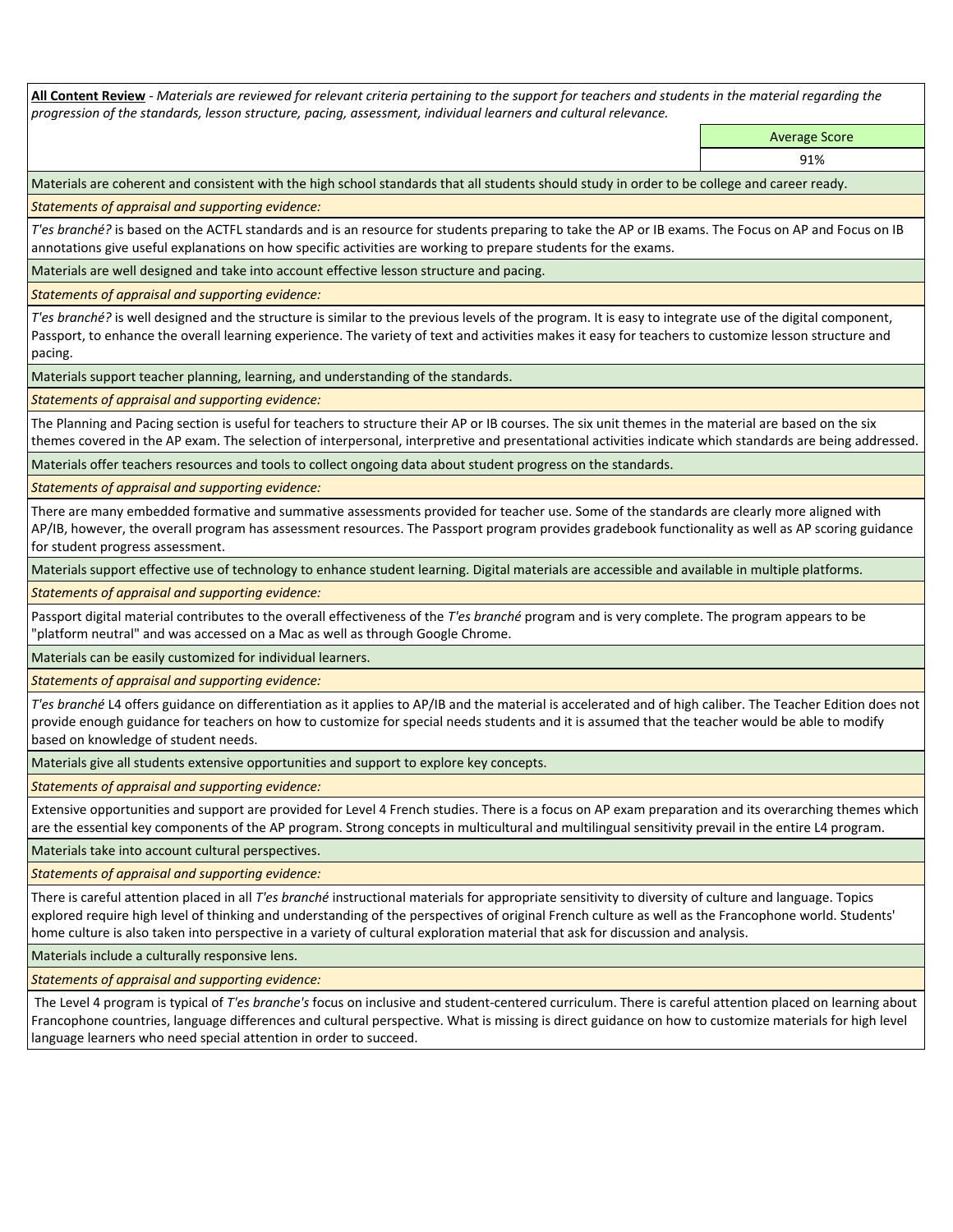**All Content Review** - *Materials are reviewed for relevant criteria pertaining to the support for teachers and students in the material regarding the progression of the standards, lesson structure, pacing, assessment, individual learners and cultural relevance.*

| | Average Score |
|---|---|
| | 91% |

Materials are coherent and consistent with the high school standards that all students should study in order to be college and career ready.

*Statements of appraisal and supporting evidence:*

*T'es branché?* is based on the ACTFL standards and is an resource for students preparing to take the AP or IB exams. The Focus on AP and Focus on IB annotations give useful explanations on how specific activities are working to prepare students for the exams.

Materials are well designed and take into account effective lesson structure and pacing.

*Statements of appraisal and supporting evidence:*

*T'es branché?* is well designed and the structure is similar to the previous levels of the program. It is easy to integrate use of the digital component, Passport, to enhance the overall learning experience. The variety of text and activities makes it easy for teachers to customize lesson structure and pacing.

Materials support teacher planning, learning, and understanding of the standards.

*Statements of appraisal and supporting evidence:*

The Planning and Pacing section is useful for teachers to structure their AP or IB courses. The six unit themes in the material are based on the six themes covered in the AP exam. The selection of interpersonal, interpretive and presentational activities indicate which standards are being addressed.

Materials offer teachers resources and tools to collect ongoing data about student progress on the standards.

*Statements of appraisal and supporting evidence:*

There are many embedded formative and summative assessments provided for teacher use. Some of the standards are clearly more aligned with AP/IB, however, the overall program has assessment resources. The Passport program provides gradebook functionality as well as AP scoring guidance for student progress assessment.

Materials support effective use of technology to enhance student learning. Digital materials are accessible and available in multiple platforms.

*Statements of appraisal and supporting evidence:*

Passport digital material contributes to the overall effectiveness of the *T'es branché* program and is very complete. The program appears to be "platform neutral" and was accessed on a Mac as well as through Google Chrome.

Materials can be easily customized for individual learners.

*Statements of appraisal and supporting evidence:*

*T'es branché* L4 offers guidance on differentiation as it applies to AP/IB and the material is accelerated and of high caliber. The Teacher Edition does not provide enough guidance for teachers on how to customize for special needs students and it is assumed that the teacher would be able to modify based on knowledge of student needs.

Materials give all students extensive opportunities and support to explore key concepts.

*Statements of appraisal and supporting evidence:*

Extensive opportunities and support are provided for Level 4 French studies. There is a focus on AP exam preparation and its overarching themes which are the essential key components of the AP program. Strong concepts in multicultural and multilingual sensitivity prevail in the entire L4 program.

Materials take into account cultural perspectives.

*Statements of appraisal and supporting evidence:*

There is careful attention placed in all *T'es branché* instructional materials for appropriate sensitivity to diversity of culture and language. Topics explored require high level of thinking and understanding of the perspectives of original French culture as well as the Francophone world. Students' home culture is also taken into perspective in a variety of cultural exploration material that ask for discussion and analysis.

Materials include a culturally responsive lens.

*Statements of appraisal and supporting evidence:*

The Level 4 program is typical of *T'es branche's* focus on inclusive and student-centered curriculum. There is careful attention placed on learning about Francophone countries, language differences and cultural perspective. What is missing is direct guidance on how to customize materials for high level language learners who need special attention in order to succeed.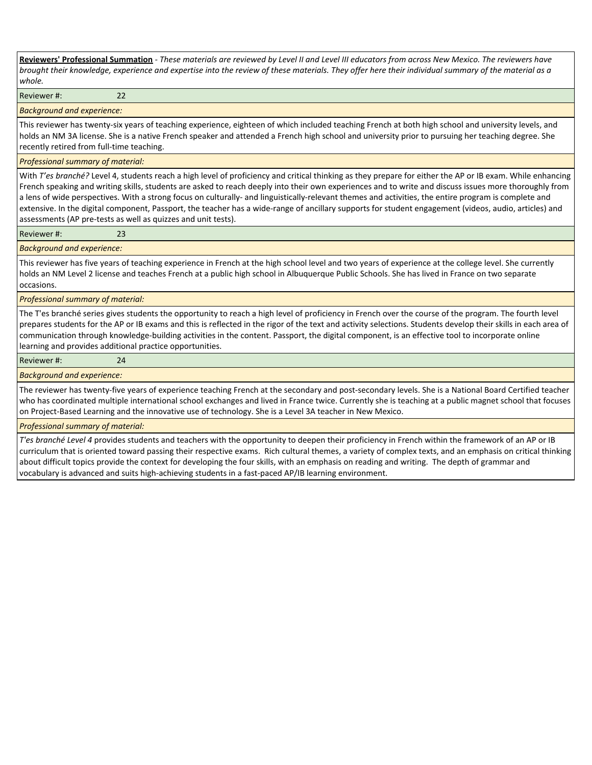**Reviewers' Professional Summation** - *These materials are reviewed by Level II and Level III educators from across New Mexico. The reviewers have brought their knowledge, experience and expertise into the review of these materials. They offer here their individual summary of the material as a whole.*

Reviewer #: 22

*Background and experience:*

This reviewer has twenty-six years of teaching experience, eighteen of which included teaching French at both high school and university levels, and holds an NM 3A license. She is a native French speaker and attended a French high school and university prior to pursuing her teaching degree. She recently retired from full-time teaching.

*Professional summary of material:*

With *T'es branché?* Level 4, students reach a high level of proficiency and critical thinking as they prepare for either the AP or IB exam. While enhancing French speaking and writing skills, students are asked to reach deeply into their own experiences and to write and discuss issues more thoroughly from a lens of wide perspectives. With a strong focus on culturally- and linguistically-relevant themes and activities, the entire program is complete and extensive. In the digital component, Passport, the teacher has a wide-range of ancillary supports for student engagement (videos, audio, articles) and assessments (AP pre-tests as well as quizzes and unit tests).

Reviewer #: 23

*Background and experience:*

This reviewer has five years of teaching experience in French at the high school level and two years of experience at the college level. She currently holds an NM Level 2 license and teaches French at a public high school in Albuquerque Public Schools. She has lived in France on two separate occasions.

*Professional summary of material:*

The T'es branché series gives students the opportunity to reach a high level of proficiency in French over the course of the program. The fourth level prepares students for the AP or IB exams and this is reflected in the rigor of the text and activity selections. Students develop their skills in each area of communication through knowledge-building activities in the content. Passport, the digital component, is an effective tool to incorporate online learning and provides additional practice opportunities.

Reviewer #: 24

*Background and experience:*

The reviewer has twenty-five years of experience teaching French at the secondary and post-secondary levels. She is a National Board Certified teacher who has coordinated multiple international school exchanges and lived in France twice. Currently she is teaching at a public magnet school that focuses on Project-Based Learning and the innovative use of technology. She is a Level 3A teacher in New Mexico.

*Professional summary of material:*

*T'es branché Level 4* provides students and teachers with the opportunity to deepen their proficiency in French within the framework of an AP or IB curriculum that is oriented toward passing their respective exams. Rich cultural themes, a variety of complex texts, and an emphasis on critical thinking about difficult topics provide the context for developing the four skills, with an emphasis on reading and writing. The depth of grammar and vocabulary is advanced and suits high-achieving students in a fast-paced AP/IB learning environment.